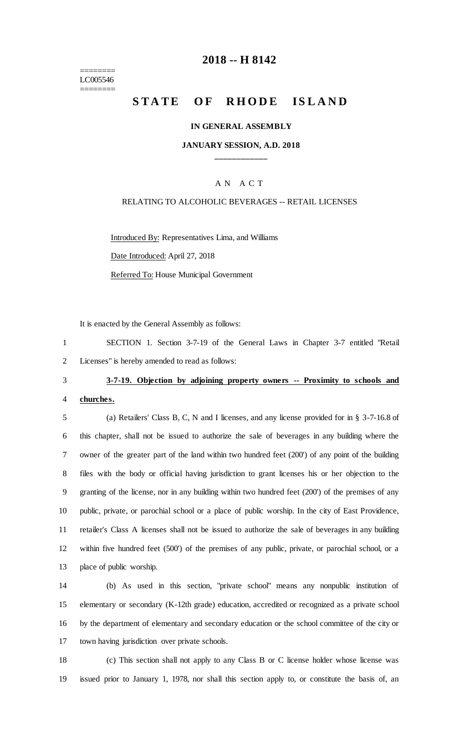========
LC005546
========

# 2018 -- H 8142

# STATE OF RHODE ISLAND

**IN GENERAL ASSEMBLY**

**JANUARY SESSION, A.D. 2018**

____________

A N A C T

RELATING TO ALCOHOLIC BEVERAGES -- RETAIL LICENSES

Introduced By: Representatives Lima, and Williams

Date Introduced: April 27, 2018

Referred To: House Municipal Government

It is enacted by the General Assembly as follows:

SECTION 1. Section 3-7-19 of the General Laws in Chapter 3-7 entitled "Retail Licenses" is hereby amended to read as follows:

**3-7-19. Objection by adjoining property owners -- Proximity to schools and churches.**

(a) Retailers' Class B, C, N and I licenses, and any license provided for in § 3-7-16.8 of this chapter, shall not be issued to authorize the sale of beverages in any building where the owner of the greater part of the land within two hundred feet (200') of any point of the building files with the body or official having jurisdiction to grant licenses his or her objection to the granting of the license, nor in any building within two hundred feet (200') of the premises of any public, private, or parochial school or a place of public worship. In the city of East Providence, retailer's Class A licenses shall not be issued to authorize the sale of beverages in any building within five hundred feet (500') of the premises of any public, private, or parochial school, or a place of public worship.

(b) As used in this section, "private school" means any nonpublic institution of elementary or secondary (K-12th grade) education, accredited or recognized as a private school by the department of elementary and secondary education or the school committee of the city or town having jurisdiction over private schools.

(c) This section shall not apply to any Class B or C license holder whose license was issued prior to January 1, 1978, nor shall this section apply to, or constitute the basis of, an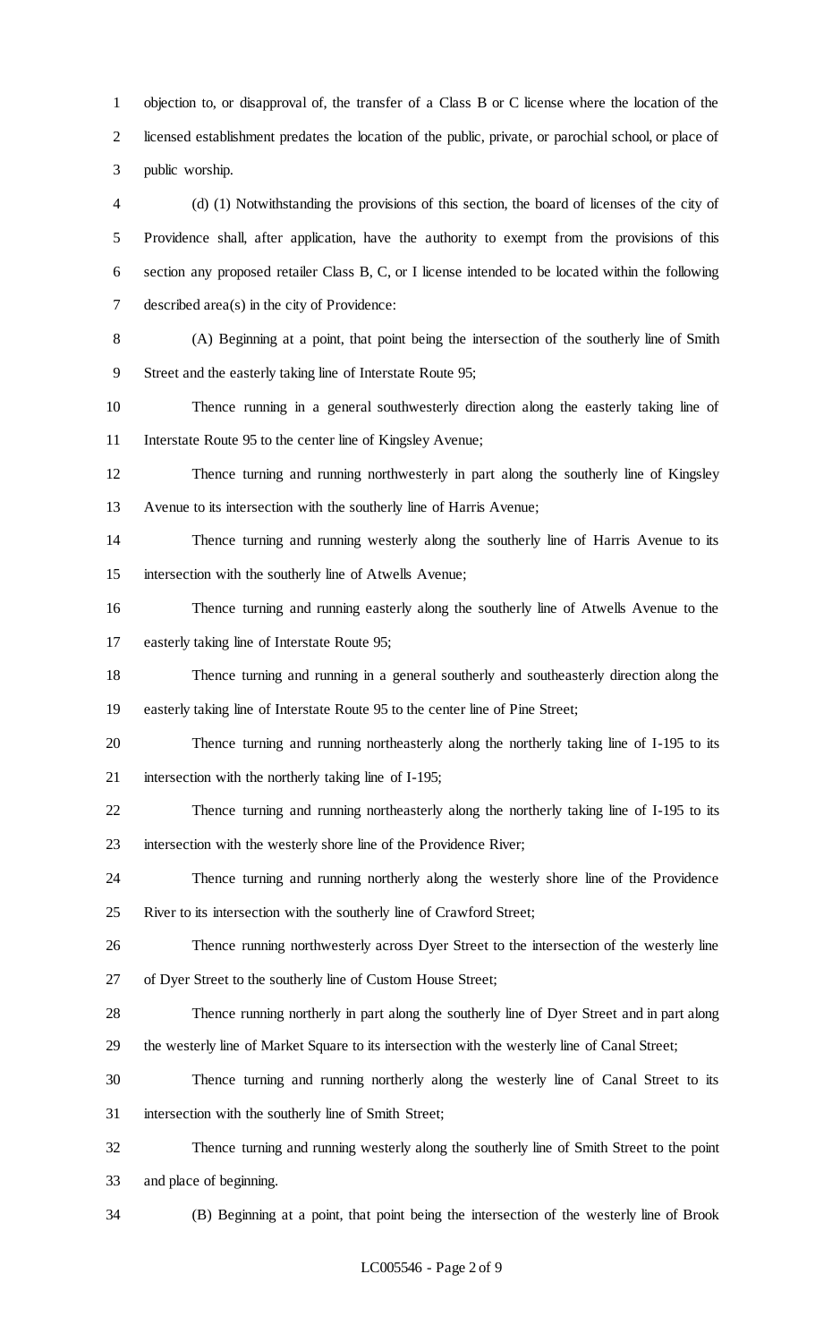objection to, or disapproval of, the transfer of a Class B or C license where the location of the licensed establishment predates the location of the public, private, or parochial school, or place of public worship.

(d) (1) Notwithstanding the provisions of this section, the board of licenses of the city of Providence shall, after application, have the authority to exempt from the provisions of this section any proposed retailer Class B, C, or I license intended to be located within the following described area(s) in the city of Providence:

(A) Beginning at a point, that point being the intersection of the southerly line of Smith Street and the easterly taking line of Interstate Route 95;

Thence running in a general southwesterly direction along the easterly taking line of Interstate Route 95 to the center line of Kingsley Avenue;

Thence turning and running northwesterly in part along the southerly line of Kingsley Avenue to its intersection with the southerly line of Harris Avenue;

Thence turning and running westerly along the southerly line of Harris Avenue to its intersection with the southerly line of Atwells Avenue;

Thence turning and running easterly along the southerly line of Atwells Avenue to the easterly taking line of Interstate Route 95;

Thence turning and running in a general southerly and southeasterly direction along the easterly taking line of Interstate Route 95 to the center line of Pine Street;

Thence turning and running northeasterly along the northerly taking line of I-195 to its intersection with the northerly taking line of I-195;

Thence turning and running northeasterly along the northerly taking line of I-195 to its intersection with the westerly shore line of the Providence River;

Thence turning and running northerly along the westerly shore line of the Providence River to its intersection with the southerly line of Crawford Street;

Thence running northwesterly across Dyer Street to the intersection of the westerly line of Dyer Street to the southerly line of Custom House Street;

Thence running northerly in part along the southerly line of Dyer Street and in part along the westerly line of Market Square to its intersection with the westerly line of Canal Street;

Thence turning and running northerly along the westerly line of Canal Street to its intersection with the southerly line of Smith Street;

Thence turning and running westerly along the southerly line of Smith Street to the point and place of beginning.

(B) Beginning at a point, that point being the intersection of the westerly line of Brook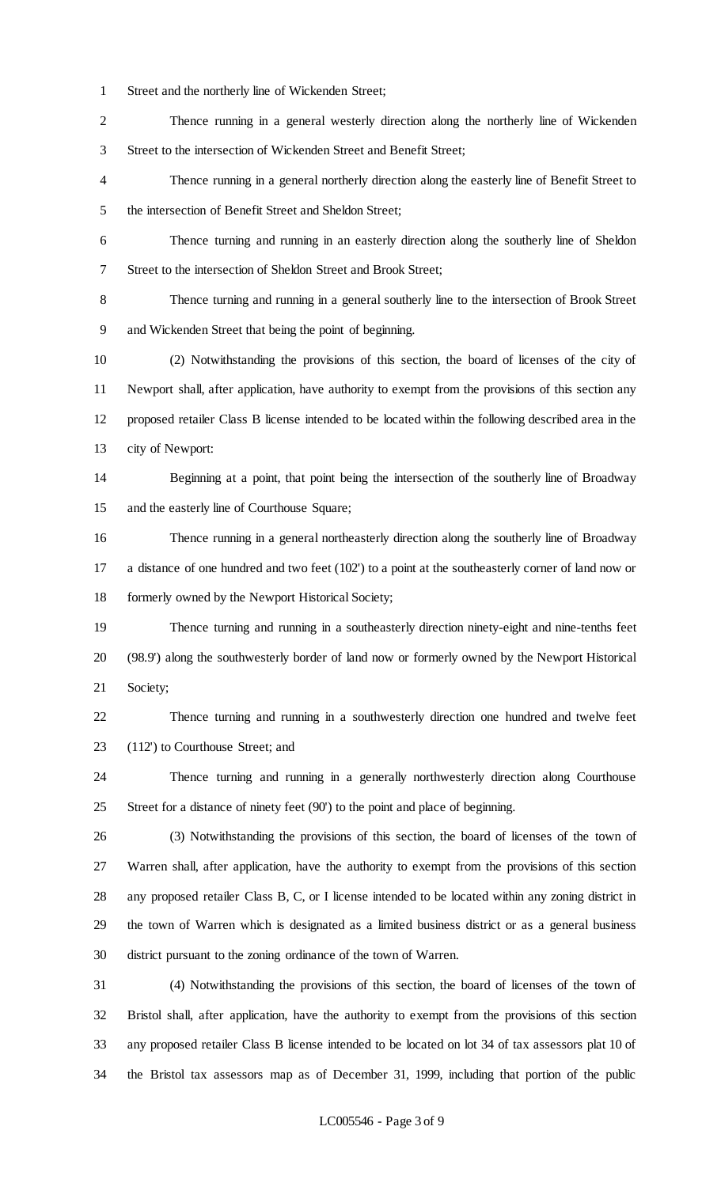Street and the northerly line of Wickenden Street;

Thence running in a general westerly direction along the northerly line of Wickenden Street to the intersection of Wickenden Street and Benefit Street;

Thence running in a general northerly direction along the easterly line of Benefit Street to the intersection of Benefit Street and Sheldon Street;

Thence turning and running in an easterly direction along the southerly line of Sheldon Street to the intersection of Sheldon Street and Brook Street;

Thence turning and running in a general southerly line to the intersection of Brook Street and Wickenden Street that being the point of beginning.

(2) Notwithstanding the provisions of this section, the board of licenses of the city of Newport shall, after application, have authority to exempt from the provisions of this section any proposed retailer Class B license intended to be located within the following described area in the city of Newport:

Beginning at a point, that point being the intersection of the southerly line of Broadway and the easterly line of Courthouse Square;

Thence running in a general northeasterly direction along the southerly line of Broadway a distance of one hundred and two feet (102') to a point at the southeasterly corner of land now or formerly owned by the Newport Historical Society;

Thence turning and running in a southeasterly direction ninety-eight and nine-tenths feet (98.9') along the southwesterly border of land now or formerly owned by the Newport Historical Society;

Thence turning and running in a southwesterly direction one hundred and twelve feet (112') to Courthouse Street; and

Thence turning and running in a generally northwesterly direction along Courthouse Street for a distance of ninety feet (90') to the point and place of beginning.

(3) Notwithstanding the provisions of this section, the board of licenses of the town of Warren shall, after application, have the authority to exempt from the provisions of this section any proposed retailer Class B, C, or I license intended to be located within any zoning district in the town of Warren which is designated as a limited business district or as a general business district pursuant to the zoning ordinance of the town of Warren.

(4) Notwithstanding the provisions of this section, the board of licenses of the town of Bristol shall, after application, have the authority to exempt from the provisions of this section any proposed retailer Class B license intended to be located on lot 34 of tax assessors plat 10 of the Bristol tax assessors map as of December 31, 1999, including that portion of the public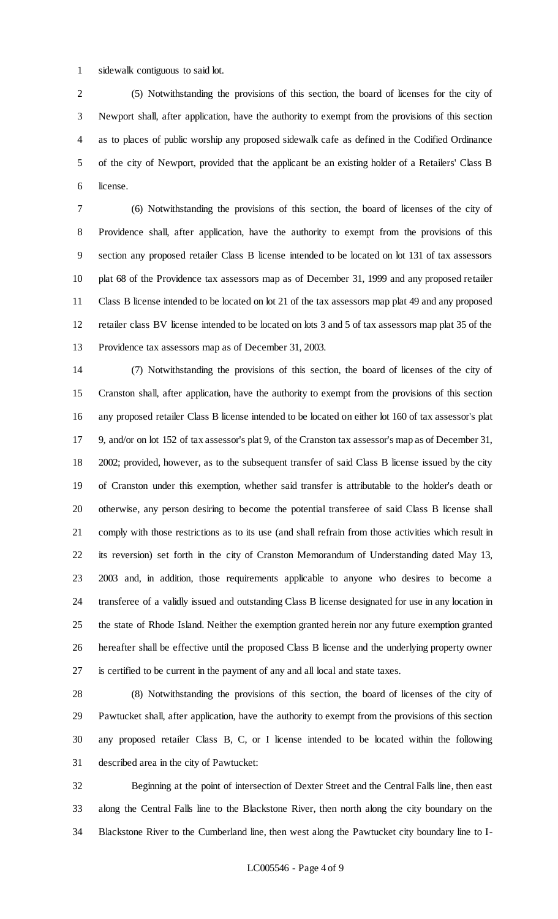sidewalk contiguous to said lot.

(5) Notwithstanding the provisions of this section, the board of licenses for the city of Newport shall, after application, have the authority to exempt from the provisions of this section as to places of public worship any proposed sidewalk cafe as defined in the Codified Ordinance of the city of Newport, provided that the applicant be an existing holder of a Retailers' Class B license.

(6) Notwithstanding the provisions of this section, the board of licenses of the city of Providence shall, after application, have the authority to exempt from the provisions of this section any proposed retailer Class B license intended to be located on lot 131 of tax assessors plat 68 of the Providence tax assessors map as of December 31, 1999 and any proposed retailer Class B license intended to be located on lot 21 of the tax assessors map plat 49 and any proposed retailer class BV license intended to be located on lots 3 and 5 of tax assessors map plat 35 of the Providence tax assessors map as of December 31, 2003.

(7) Notwithstanding the provisions of this section, the board of licenses of the city of Cranston shall, after application, have the authority to exempt from the provisions of this section any proposed retailer Class B license intended to be located on either lot 160 of tax assessor's plat 9, and/or on lot 152 of tax assessor's plat 9, of the Cranston tax assessor's map as of December 31, 2002; provided, however, as to the subsequent transfer of said Class B license issued by the city of Cranston under this exemption, whether said transfer is attributable to the holder's death or otherwise, any person desiring to become the potential transferee of said Class B license shall comply with those restrictions as to its use (and shall refrain from those activities which result in its reversion) set forth in the city of Cranston Memorandum of Understanding dated May 13, 2003 and, in addition, those requirements applicable to anyone who desires to become a transferee of a validly issued and outstanding Class B license designated for use in any location in the state of Rhode Island. Neither the exemption granted herein nor any future exemption granted hereafter shall be effective until the proposed Class B license and the underlying property owner is certified to be current in the payment of any and all local and state taxes.

(8) Notwithstanding the provisions of this section, the board of licenses of the city of Pawtucket shall, after application, have the authority to exempt from the provisions of this section any proposed retailer Class B, C, or I license intended to be located within the following described area in the city of Pawtucket:

Beginning at the point of intersection of Dexter Street and the Central Falls line, then east along the Central Falls line to the Blackstone River, then north along the city boundary on the Blackstone River to the Cumberland line, then west along the Pawtucket city boundary line to I-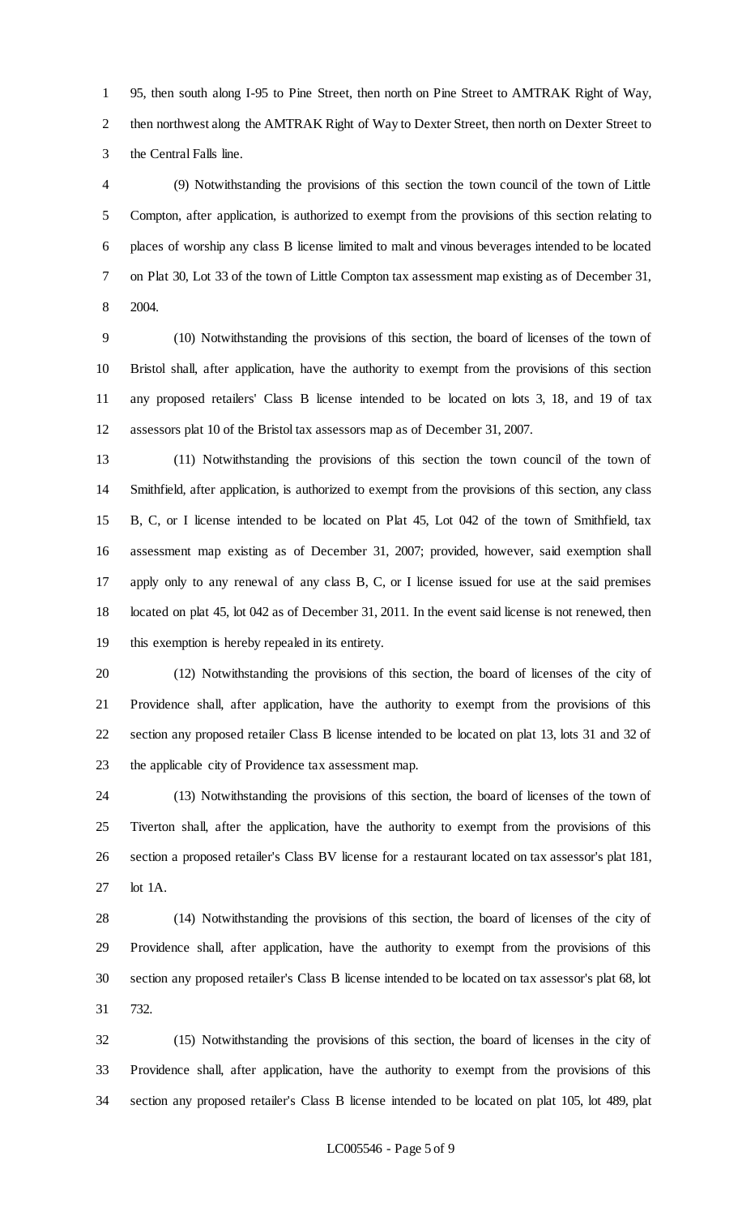95, then south along I-95 to Pine Street, then north on Pine Street to AMTRAK Right of Way, then northwest along the AMTRAK Right of Way to Dexter Street, then north on Dexter Street to the Central Falls line.

(9) Notwithstanding the provisions of this section the town council of the town of Little Compton, after application, is authorized to exempt from the provisions of this section relating to places of worship any class B license limited to malt and vinous beverages intended to be located on Plat 30, Lot 33 of the town of Little Compton tax assessment map existing as of December 31, 2004.

(10) Notwithstanding the provisions of this section, the board of licenses of the town of Bristol shall, after application, have the authority to exempt from the provisions of this section any proposed retailers' Class B license intended to be located on lots 3, 18, and 19 of tax assessors plat 10 of the Bristol tax assessors map as of December 31, 2007.

(11) Notwithstanding the provisions of this section the town council of the town of Smithfield, after application, is authorized to exempt from the provisions of this section, any class B, C, or I license intended to be located on Plat 45, Lot 042 of the town of Smithfield, tax assessment map existing as of December 31, 2007; provided, however, said exemption shall apply only to any renewal of any class B, C, or I license issued for use at the said premises located on plat 45, lot 042 as of December 31, 2011. In the event said license is not renewed, then this exemption is hereby repealed in its entirety.

(12) Notwithstanding the provisions of this section, the board of licenses of the city of Providence shall, after application, have the authority to exempt from the provisions of this section any proposed retailer Class B license intended to be located on plat 13, lots 31 and 32 of the applicable city of Providence tax assessment map.

(13) Notwithstanding the provisions of this section, the board of licenses of the town of Tiverton shall, after the application, have the authority to exempt from the provisions of this section a proposed retailer's Class BV license for a restaurant located on tax assessor's plat 181, lot 1A.

(14) Notwithstanding the provisions of this section, the board of licenses of the city of Providence shall, after application, have the authority to exempt from the provisions of this section any proposed retailer's Class B license intended to be located on tax assessor's plat 68, lot 732.

(15) Notwithstanding the provisions of this section, the board of licenses in the city of Providence shall, after application, have the authority to exempt from the provisions of this section any proposed retailer's Class B license intended to be located on plat 105, lot 489, plat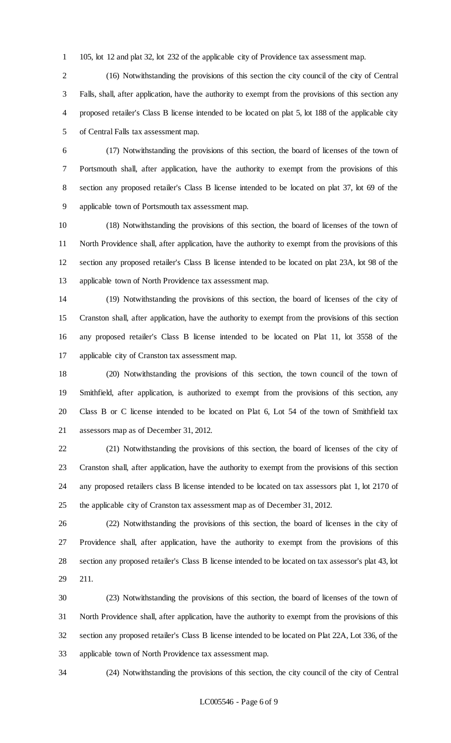105, lot 12 and plat 32, lot 232 of the applicable city of Providence tax assessment map.

(16) Notwithstanding the provisions of this section the city council of the city of Central Falls, shall, after application, have the authority to exempt from the provisions of this section any proposed retailer's Class B license intended to be located on plat 5, lot 188 of the applicable city of Central Falls tax assessment map.

(17) Notwithstanding the provisions of this section, the board of licenses of the town of Portsmouth shall, after application, have the authority to exempt from the provisions of this section any proposed retailer's Class B license intended to be located on plat 37, lot 69 of the applicable town of Portsmouth tax assessment map.

(18) Notwithstanding the provisions of this section, the board of licenses of the town of North Providence shall, after application, have the authority to exempt from the provisions of this section any proposed retailer's Class B license intended to be located on plat 23A, lot 98 of the applicable town of North Providence tax assessment map.

(19) Notwithstanding the provisions of this section, the board of licenses of the city of Cranston shall, after application, have the authority to exempt from the provisions of this section any proposed retailer's Class B license intended to be located on Plat 11, lot 3558 of the applicable city of Cranston tax assessment map.

(20) Notwithstanding the provisions of this section, the town council of the town of Smithfield, after application, is authorized to exempt from the provisions of this section, any Class B or C license intended to be located on Plat 6, Lot 54 of the town of Smithfield tax assessors map as of December 31, 2012.

(21) Notwithstanding the provisions of this section, the board of licenses of the city of Cranston shall, after application, have the authority to exempt from the provisions of this section any proposed retailers class B license intended to be located on tax assessors plat 1, lot 2170 of the applicable city of Cranston tax assessment map as of December 31, 2012.

(22) Notwithstanding the provisions of this section, the board of licenses in the city of Providence shall, after application, have the authority to exempt from the provisions of this section any proposed retailer's Class B license intended to be located on tax assessor's plat 43, lot 211.

(23) Notwithstanding the provisions of this section, the board of licenses of the town of North Providence shall, after application, have the authority to exempt from the provisions of this section any proposed retailer's Class B license intended to be located on Plat 22A, Lot 336, of the applicable town of North Providence tax assessment map.

(24) Notwithstanding the provisions of this section, the city council of the city of Central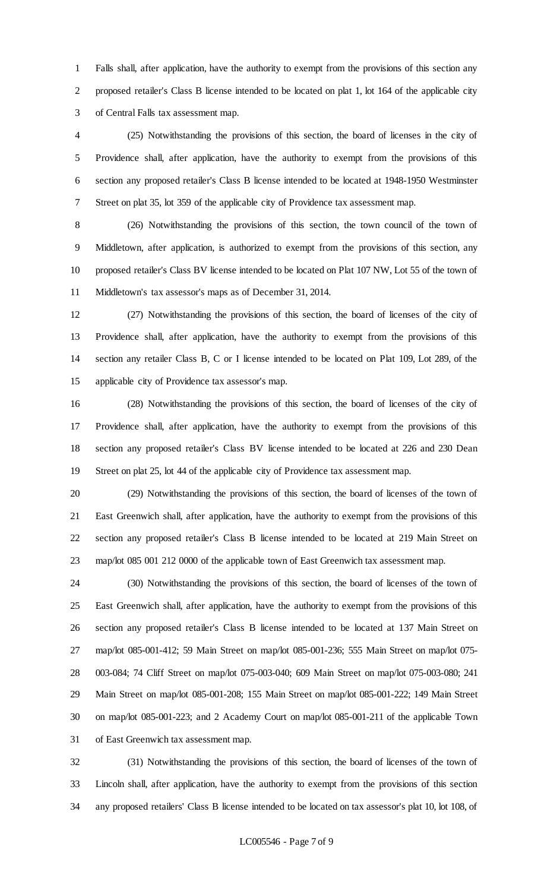Falls shall, after application, have the authority to exempt from the provisions of this section any proposed retailer's Class B license intended to be located on plat 1, lot 164 of the applicable city of Central Falls tax assessment map.

(25) Notwithstanding the provisions of this section, the board of licenses in the city of Providence shall, after application, have the authority to exempt from the provisions of this section any proposed retailer's Class B license intended to be located at 1948-1950 Westminster Street on plat 35, lot 359 of the applicable city of Providence tax assessment map.

(26) Notwithstanding the provisions of this section, the town council of the town of Middletown, after application, is authorized to exempt from the provisions of this section, any proposed retailer's Class BV license intended to be located on Plat 107 NW, Lot 55 of the town of Middletown's tax assessor's maps as of December 31, 2014.

(27) Notwithstanding the provisions of this section, the board of licenses of the city of Providence shall, after application, have the authority to exempt from the provisions of this section any retailer Class B, C or I license intended to be located on Plat 109, Lot 289, of the applicable city of Providence tax assessor's map.

(28) Notwithstanding the provisions of this section, the board of licenses of the city of Providence shall, after application, have the authority to exempt from the provisions of this section any proposed retailer's Class BV license intended to be located at 226 and 230 Dean Street on plat 25, lot 44 of the applicable city of Providence tax assessment map.

(29) Notwithstanding the provisions of this section, the board of licenses of the town of East Greenwich shall, after application, have the authority to exempt from the provisions of this section any proposed retailer's Class B license intended to be located at 219 Main Street on map/lot 085 001 212 0000 of the applicable town of East Greenwich tax assessment map.

(30) Notwithstanding the provisions of this section, the board of licenses of the town of East Greenwich shall, after application, have the authority to exempt from the provisions of this section any proposed retailer's Class B license intended to be located at 137 Main Street on map/lot 085-001-412; 59 Main Street on map/lot 085-001-236; 555 Main Street on map/lot 075-003-084; 74 Cliff Street on map/lot 075-003-040; 609 Main Street on map/lot 075-003-080; 241 Main Street on map/lot 085-001-208; 155 Main Street on map/lot 085-001-222; 149 Main Street on map/lot 085-001-223; and 2 Academy Court on map/lot 085-001-211 of the applicable Town of East Greenwich tax assessment map.

(31) Notwithstanding the provisions of this section, the board of licenses of the town of Lincoln shall, after application, have the authority to exempt from the provisions of this section any proposed retailers' Class B license intended to be located on tax assessor's plat 10, lot 108, of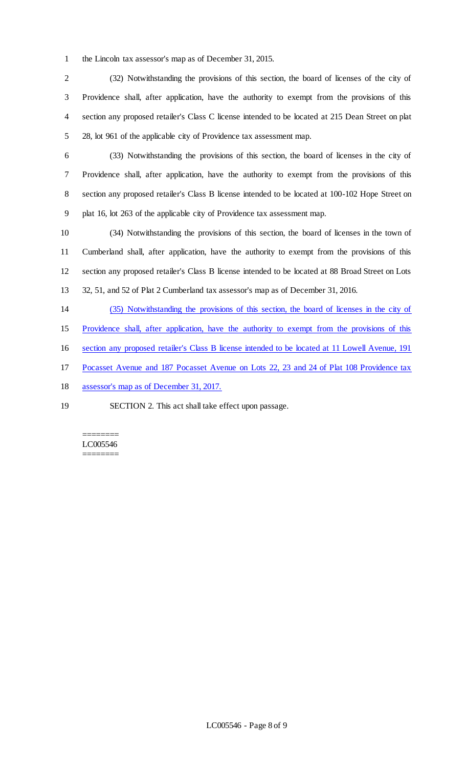the Lincoln tax assessor's map as of December 31, 2015.

(32) Notwithstanding the provisions of this section, the board of licenses of the city of Providence shall, after application, have the authority to exempt from the provisions of this section any proposed retailer's Class C license intended to be located at 215 Dean Street on plat 28, lot 961 of the applicable city of Providence tax assessment map.

(33) Notwithstanding the provisions of this section, the board of licenses in the city of Providence shall, after application, have the authority to exempt from the provisions of this section any proposed retailer's Class B license intended to be located at 100-102 Hope Street on plat 16, lot 263 of the applicable city of Providence tax assessment map.

(34) Notwithstanding the provisions of this section, the board of licenses in the town of Cumberland shall, after application, have the authority to exempt from the provisions of this section any proposed retailer's Class B license intended to be located at 88 Broad Street on Lots 32, 51, and 52 of Plat 2 Cumberland tax assessor's map as of December 31, 2016.

(35) Notwithstanding the provisions of this section, the board of licenses in the city of Providence shall, after application, have the authority to exempt from the provisions of this section any proposed retailer's Class B license intended to be located at 11 Lowell Avenue, 191 Pocasset Avenue and 187 Pocasset Avenue on Lots 22, 23 and 24 of Plat 108 Providence tax assessor's map as of December 31, 2017.

SECTION 2. This act shall take effect upon passage.

========
LC005546
========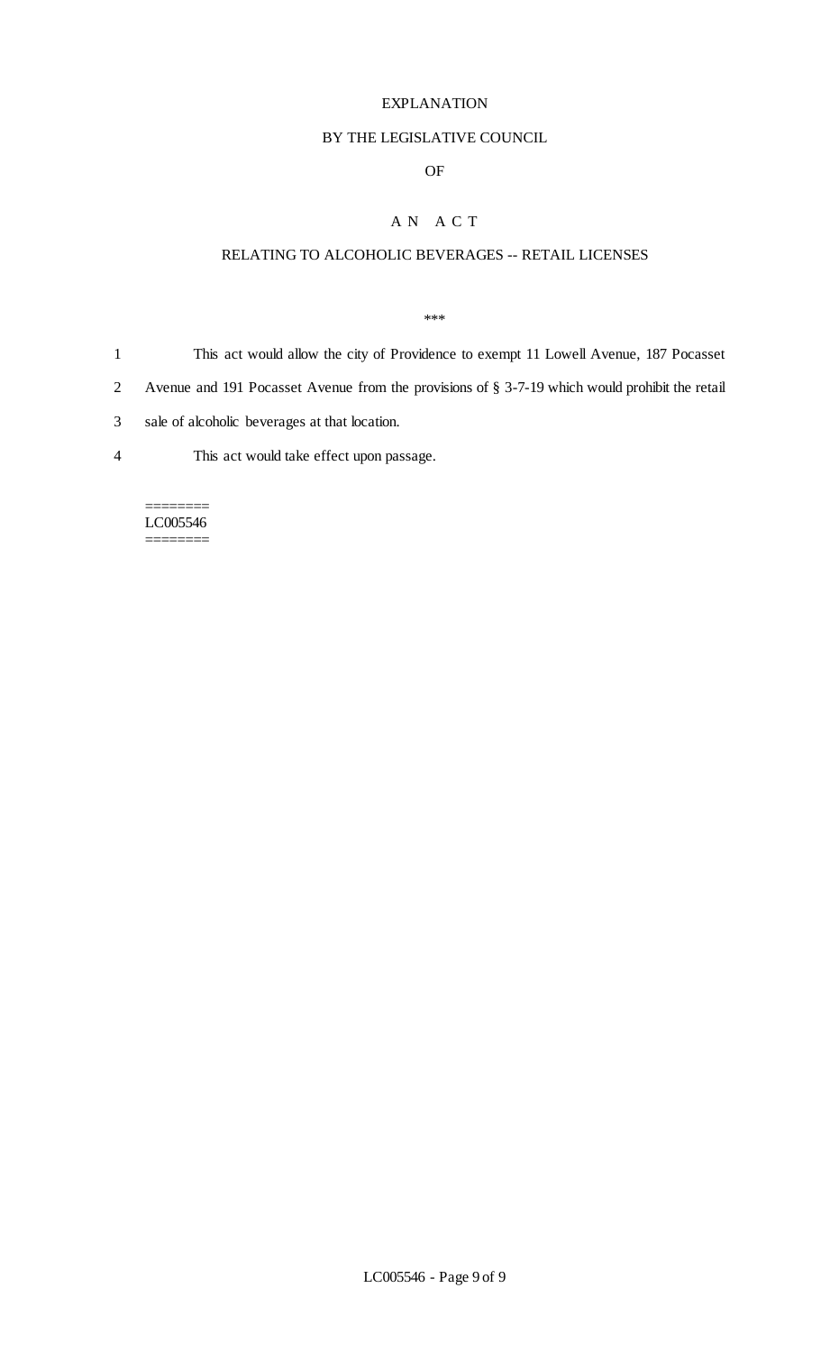EXPLANATION

BY THE LEGISLATIVE COUNCIL

OF

A N  A C T

RELATING TO ALCOHOLIC BEVERAGES -- RETAIL LICENSES

\*\*\*

1 This act would allow the city of Providence to exempt 11 Lowell Avenue, 187 Pocasset
2 Avenue and 191 Pocasset Avenue from the provisions of § 3-7-19 which would prohibit the retail
3 sale of alcoholic beverages at that location.
4 This act would take effect upon passage.

========
LC005546
========